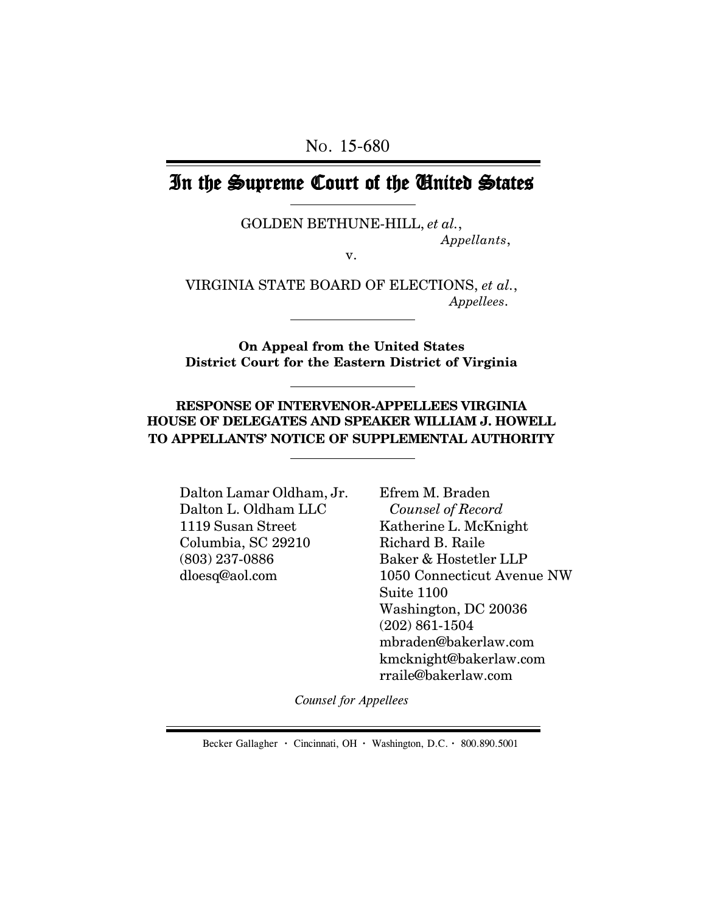No. 15-680

# In the Supreme Court of the United States

GOLDEN BETHUNE-HILL, *et al.*,
*Appellants*,

v.

VIRGINIA STATE BOARD OF ELECTIONS, *et al.*,
*Appellees*.

**On Appeal from the United States District Court for the Eastern District of Virginia**

**RESPONSE OF INTERVENOR-APPELLEES VIRGINIA HOUSE OF DELEGATES AND SPEAKER WILLIAM J. HOWELL TO APPELLANTS' NOTICE OF SUPPLEMENTAL AUTHORITY**

Dalton Lamar Oldham, Jr.
Dalton L. Oldham LLC
1119 Susan Street
Columbia, SC 29210
(803) 237-0886
dloesq@aol.com

Efrem M. Braden
*Counsel of Record*
Katherine L. McKnight
Richard B. Raile
Baker & Hostetler LLP
1050 Connecticut Avenue NW
Suite 1100
Washington, DC 20036
(202) 861-1504
mbraden@bakerlaw.com
kmcknight@bakerlaw.com
rraile@bakerlaw.com

*Counsel for Appellees*

Becker Gallagher · Cincinnati, OH · Washington, D.C. · 800.890.5001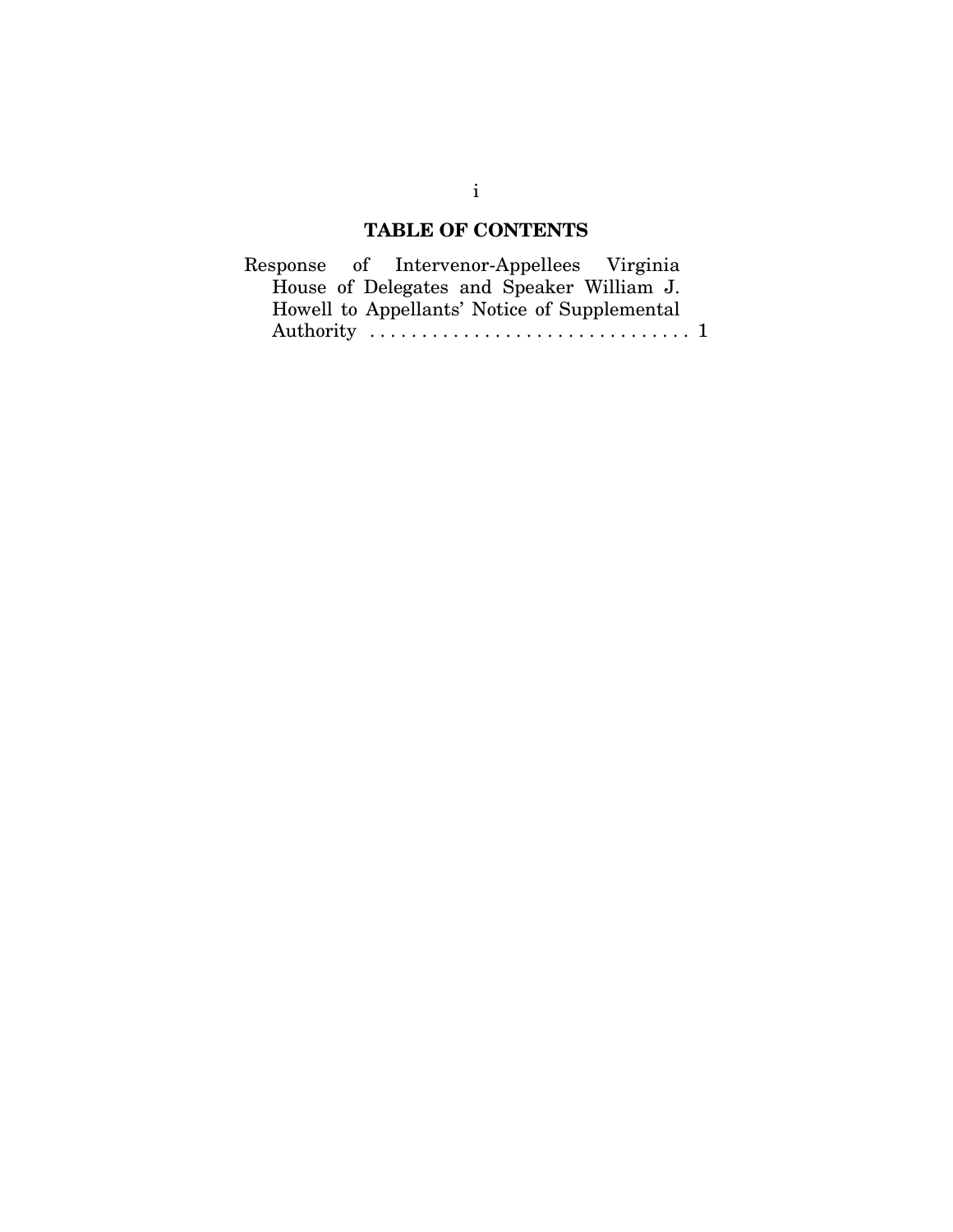## TABLE OF CONTENTS

Response of Intervenor-Appellees Virginia House of Delegates and Speaker William J. Howell to Appellants' Notice of Supplemental Authority . . . . . . . . . . . . . . . . . . . . . . . . . . . . . . . 1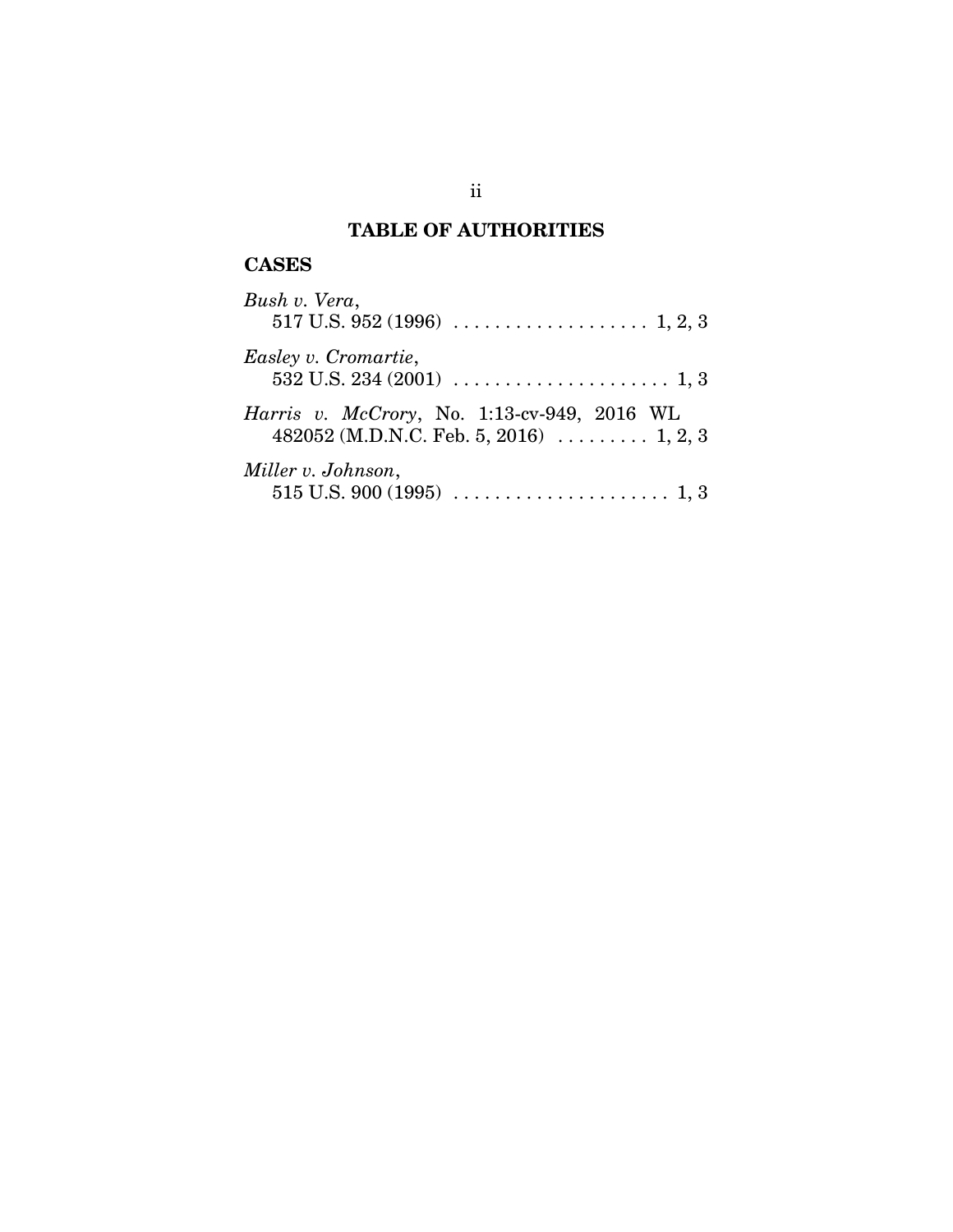# TABLE OF AUTHORITIES

## CASES

*Bush v. Vera*,
517 U.S. 952 (1996) . . . . . . . . . . . . . . . . . . . 1, 2, 3

*Easley v. Cromartie*,
532 U.S. 234 (2001) . . . . . . . . . . . . . . . . . . . . . 1, 3

*Harris v. McCrory*, No. 1:13-cv-949, 2016 WL 482052 (M.D.N.C. Feb. 5, 2016) . . . . . . . . . 1, 2, 3

*Miller v. Johnson*,
515 U.S. 900 (1995) . . . . . . . . . . . . . . . . . . . . . 1, 3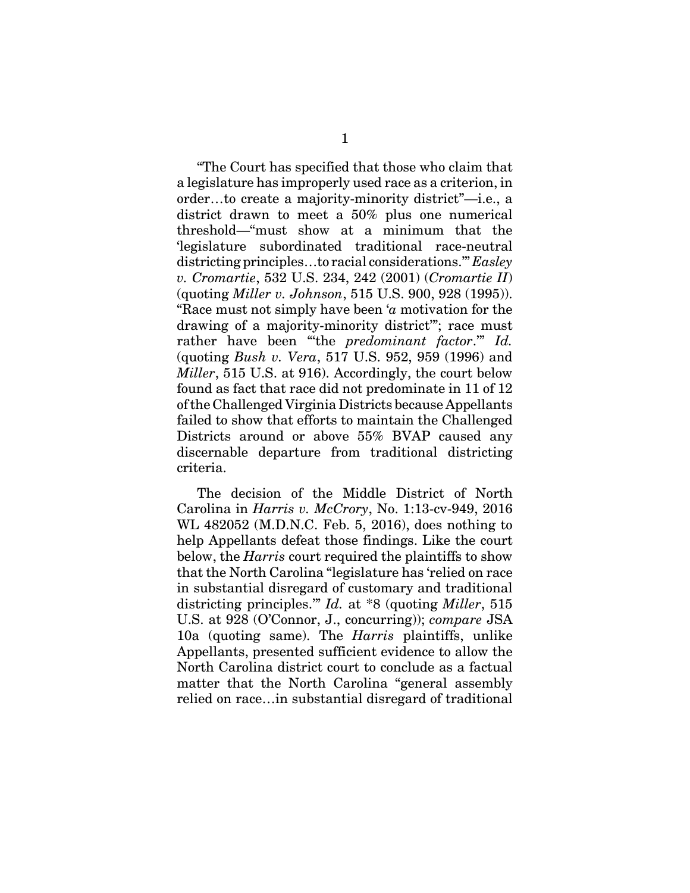"The Court has specified that those who claim that a legislature has improperly used race as a criterion, in order…to create a majority-minority district"—i.e., a district drawn to meet a 50% plus one numerical threshold—"must show at a minimum that the 'legislature subordinated traditional race-neutral districting principles…to racial considerations.'" *Easley v. Cromartie*, 532 U.S. 234, 242 (2001) (*Cromartie II*) (quoting *Miller v. Johnson*, 515 U.S. 900, 928 (1995)). "Race must not simply have been '*a* motivation for the drawing of a majority-minority district'"; race must rather have been "'the *predominant factor*.'" *Id.* (quoting *Bush v. Vera*, 517 U.S. 952, 959 (1996) and *Miller*, 515 U.S. at 916). Accordingly, the court below found as fact that race did not predominate in 11 of 12 of the Challenged Virginia Districts because Appellants failed to show that efforts to maintain the Challenged Districts around or above 55% BVAP caused any discernable departure from traditional districting criteria.

The decision of the Middle District of North Carolina in *Harris v. McCrory*, No. 1:13-cv-949, 2016 WL 482052 (M.D.N.C. Feb. 5, 2016), does nothing to help Appellants defeat those findings. Like the court below, the *Harris* court required the plaintiffs to show that the North Carolina "legislature has 'relied on race in substantial disregard of customary and traditional districting principles.'" *Id.* at *8 (quoting *Miller*, 515 U.S. at 928 (O'Connor, J., concurring)); *compare* JSA 10a (quoting same). The *Harris* plaintiffs, unlike Appellants, presented sufficient evidence to allow the North Carolina district court to conclude as a factual matter that the North Carolina "general assembly relied on race…in substantial disregard of traditional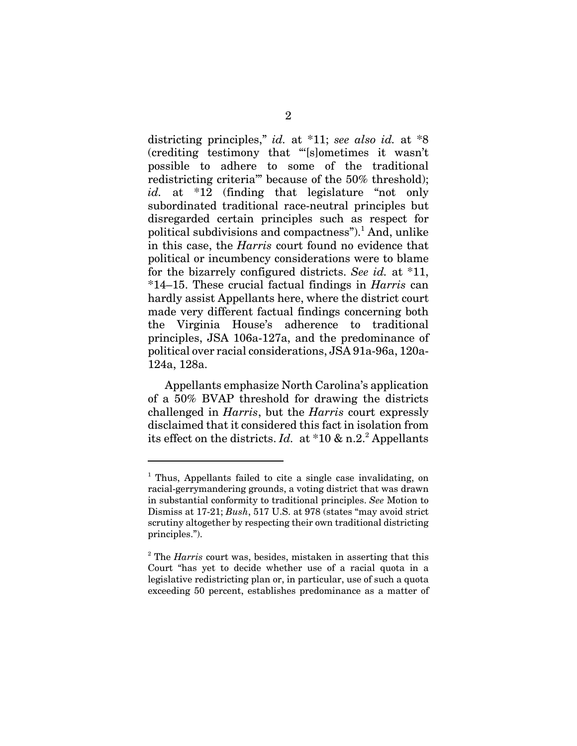districting principles," *id.* at *11; *see also id.* at *8 (crediting testimony that "'[s]ometimes it wasn't possible to adhere to some of the traditional redistricting criteria'" because of the 50% threshold); *id.* at *12 (finding that legislature "not only subordinated traditional race-neutral principles but disregarded certain principles such as respect for political subdivisions and compactness").[1] And, unlike in this case, the *Harris* court found no evidence that political or incumbency considerations were to blame for the bizarrely configured districts. *See id.* at *11, *14–15. These crucial factual findings in *Harris* can hardly assist Appellants here, where the district court made very different factual findings concerning both the Virginia House's adherence to traditional principles, JSA 106a-127a, and the predominance of political over racial considerations, JSA 91a-96a, 120a-124a, 128a.

Appellants emphasize North Carolina's application of a 50% BVAP threshold for drawing the districts challenged in *Harris*, but the *Harris* court expressly disclaimed that it considered this fact in isolation from its effect on the districts. *Id.* at *10 & n.2.[2] Appellants

---

[1] Thus, Appellants failed to cite a single case invalidating, on racial-gerrymandering grounds, a voting district that was drawn in substantial conformity to traditional principles. *See* Motion to Dismiss at 17-21; *Bush*, 517 U.S. at 978 (states "may avoid strict scrutiny altogether by respecting their own traditional districting principles.").

[2] The *Harris* court was, besides, mistaken in asserting that this Court "has yet to decide whether use of a racial quota in a legislative redistricting plan or, in particular, use of such a quota exceeding 50 percent, establishes predominance as a matter of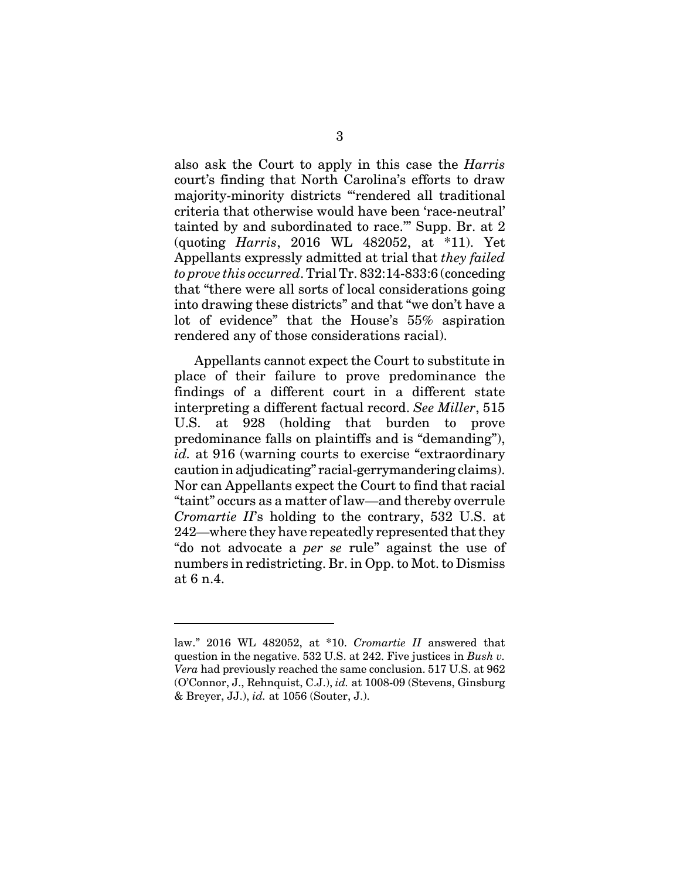also ask the Court to apply in this case the *Harris* court's finding that North Carolina's efforts to draw majority-minority districts "'rendered all traditional criteria that otherwise would have been 'race-neutral' tainted by and subordinated to race.'" Supp. Br. at 2 (quoting *Harris*, 2016 WL 482052, at *11). Yet Appellants expressly admitted at trial that *they failed to prove this occurred*. Trial Tr. 832:14-833:6 (conceding that "there were all sorts of local considerations going into drawing these districts" and that "we don't have a lot of evidence" that the House's 55% aspiration rendered any of those considerations racial).

Appellants cannot expect the Court to substitute in place of their failure to prove predominance the findings of a different court in a different state interpreting a different factual record. *See Miller*, 515 U.S. at 928 (holding that burden to prove predominance falls on plaintiffs and is "demanding"), *id.* at 916 (warning courts to exercise "extraordinary caution in adjudicating" racial-gerrymandering claims). Nor can Appellants expect the Court to find that racial "taint" occurs as a matter of law—and thereby overrule *Cromartie II*'s holding to the contrary, 532 U.S. at 242—where they have repeatedly represented that they "do not advocate a *per se* rule" against the use of numbers in redistricting. Br. in Opp. to Mot. to Dismiss at 6 n.4.

---

law." 2016 WL 482052, at *10. *Cromartie II* answered that question in the negative. 532 U.S. at 242. Five justices in *Bush v. Vera* had previously reached the same conclusion. 517 U.S. at 962 (O'Connor, J., Rehnquist, C.J.), *id.* at 1008-09 (Stevens, Ginsburg & Breyer, JJ.), *id.* at 1056 (Souter, J.).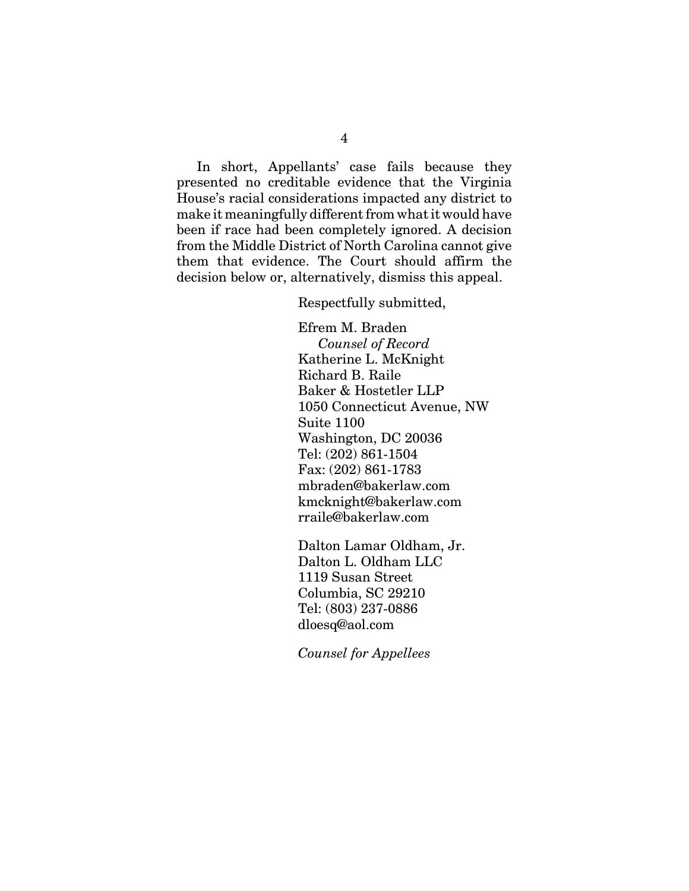In short, Appellants' case fails because they presented no creditable evidence that the Virginia House's racial considerations impacted any district to make it meaningfully different from what it would have been if race had been completely ignored. A decision from the Middle District of North Carolina cannot give them that evidence. The Court should affirm the decision below or, alternatively, dismiss this appeal.

Respectfully submitted,

Efrem M. Braden
*Counsel of Record*
Katherine L. McKnight
Richard B. Raile
Baker & Hostetler LLP
1050 Connecticut Avenue, NW
Suite 1100
Washington, DC 20036
Tel: (202) 861-1504
Fax: (202) 861-1783
mbraden@bakerlaw.com
kmcknight@bakerlaw.com
rraile@bakerlaw.com

Dalton Lamar Oldham, Jr.
Dalton L. Oldham LLC
1119 Susan Street
Columbia, SC 29210
Tel: (803) 237-0886
dloesq@aol.com

*Counsel for Appellees*